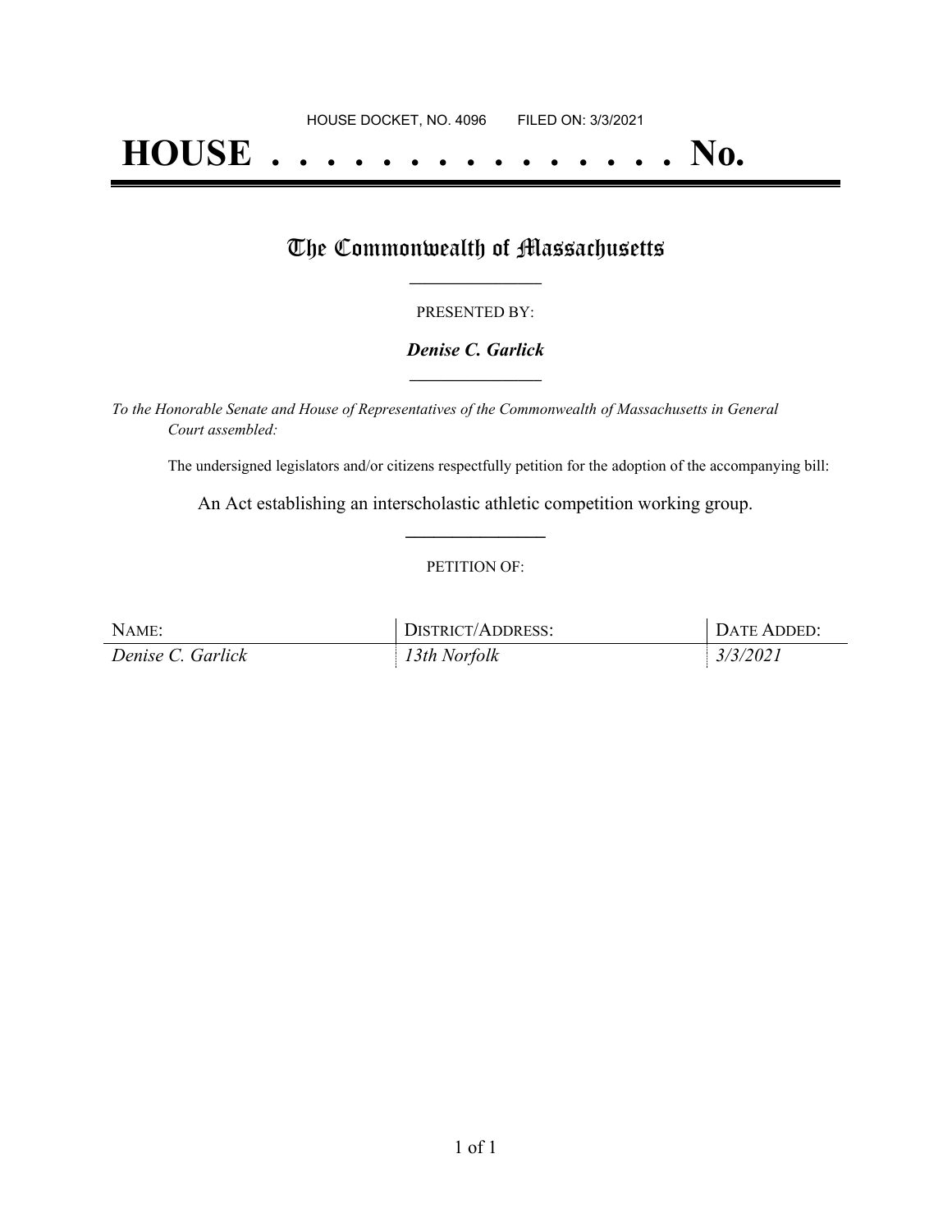HOUSE DOCKET, NO. 4096 FILED ON: 3/3/2021

# HOUSE . . . . . . . . . . . . . . . No.

## The Commonwealth of Massachusetts

PRESENTED BY:

***Denise C. Garlick***

*To the Honorable Senate and House of Representatives of the Commonwealth of Massachusetts in General Court assembled:*

The undersigned legislators and/or citizens respectfully petition for the adoption of the accompanying bill:

An Act establishing an interscholastic athletic competition working group.

PETITION OF:

| NAME: | DISTRICT/ADDRESS: | DATE ADDED: |
| --- | --- | --- |
| *Denise C. Garlick* | *13th Norfolk* | *3/3/2021* |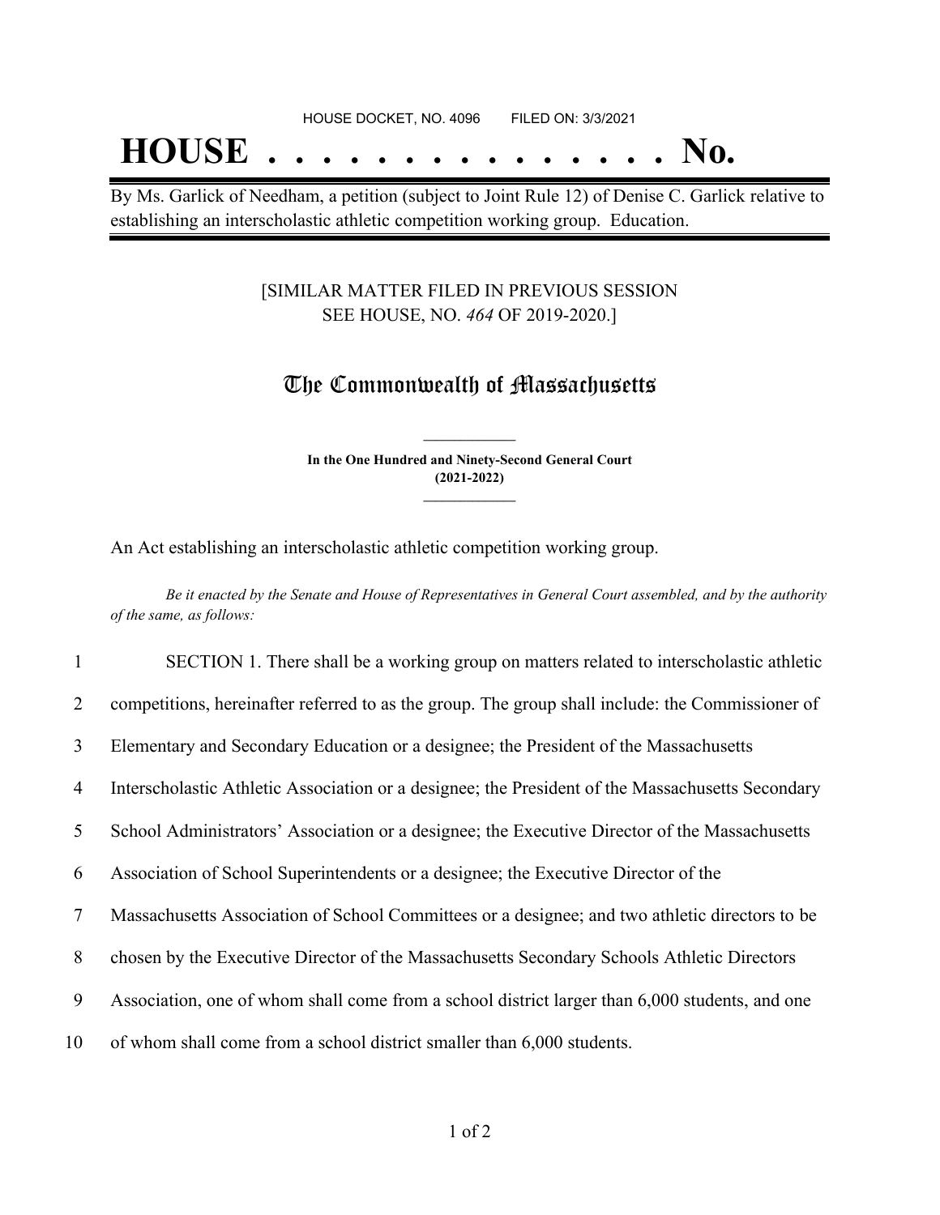HOUSE DOCKET, NO. 4096 FILED ON: 3/3/2021

# HOUSE . . . . . . . . . . . . . . . No.

By Ms. Garlick of Needham, a petition (subject to Joint Rule 12) of Denise C. Garlick relative to establishing an interscholastic athletic competition working group. Education.

[SIMILAR MATTER FILED IN PREVIOUS SESSION SEE HOUSE, NO. *464* OF 2019-2020.]

## The Commonwealth of Massachusetts

**In the One Hundred and Ninety-Second General Court (2021-2022)**

An Act establishing an interscholastic athletic competition working group.

*Be it enacted by the Senate and House of Representatives in General Court assembled, and by the authority of the same, as follows:*

1 SECTION 1. There shall be a working group on matters related to interscholastic athletic
2 competitions, hereinafter referred to as the group. The group shall include: the Commissioner of
3 Elementary and Secondary Education or a designee; the President of the Massachusetts
4 Interscholastic Athletic Association or a designee; the President of the Massachusetts Secondary
5 School Administrators' Association or a designee; the Executive Director of the Massachusetts
6 Association of School Superintendents or a designee; the Executive Director of the
7 Massachusetts Association of School Committees or a designee; and two athletic directors to be
8 chosen by the Executive Director of the Massachusetts Secondary Schools Athletic Directors
9 Association, one of whom shall come from a school district larger than 6,000 students, and one
10 of whom shall come from a school district smaller than 6,000 students.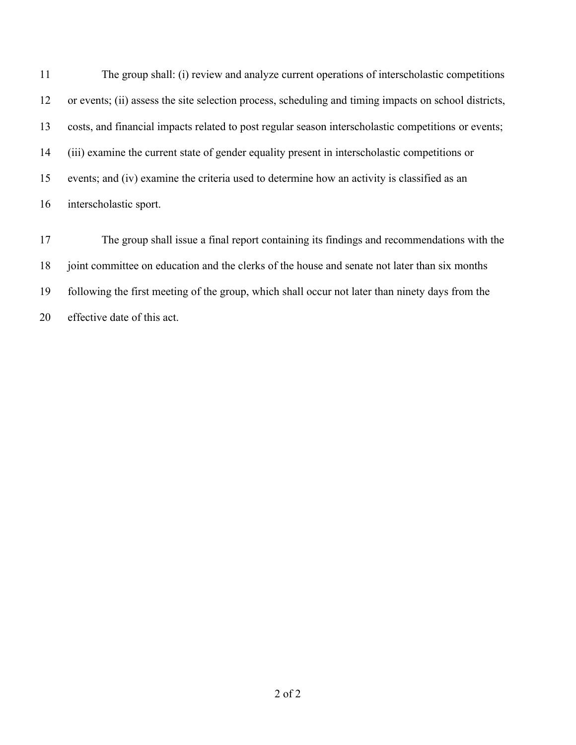The group shall: (i) review and analyze current operations of interscholastic competitions or events; (ii) assess the site selection process, scheduling and timing impacts on school districts, costs, and financial impacts related to post regular season interscholastic competitions or events; (iii) examine the current state of gender equality present in interscholastic competitions or events; and (iv) examine the criteria used to determine how an activity is classified as an interscholastic sport.

The group shall issue a final report containing its findings and recommendations with the joint committee on education and the clerks of the house and senate not later than six months following the first meeting of the group, which shall occur not later than ninety days from the effective date of this act.